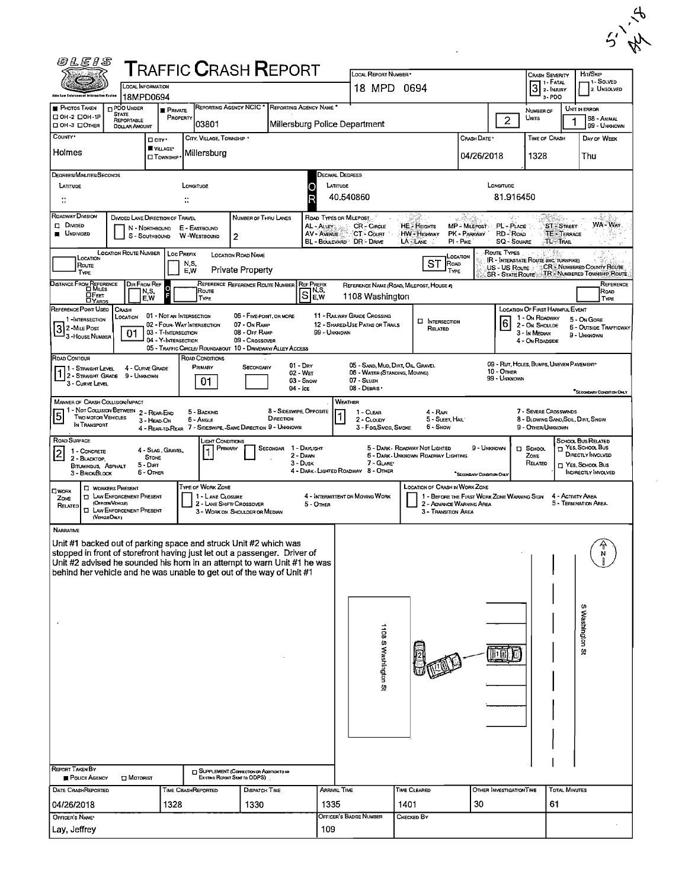# TRAFFIC CRASH REPORT

OLEIS — Ohio Law Enforcement Information System

| Field | Value |
|---|---|
| Local Information | 18MPD0694 |
| Local Report Number | 18 MPD 0694 |
| Crash Severity | 3 (1 - Fatal, 2 - Injury, 3 - PDO) |
| Hit/Skip | (1 - Solved, 2 - Unsolved) |
| Photos Taken | ☐ OH-2 ☐ OH-1P ☐ OH-3 ☐ Other |
| PDO Under State Reportable Dollar Amount | ☐ |
| Private Property | ■ |
| Reporting Agency NCIC | 03801 |
| Reporting Agency Name | Millersburg Police Department |
| Number of Units | 2 |
| Unit in Error | 1 (98 - Animal, 99 - Unknown) |
| County | Holmes |
| City, Village, Township | ■ Village — Millersburg |
| Crash Date | 04/26/2018 |
| Time of Crash | 1328 |
| Day of Week | Thu |
| Latitude (Decimal Degrees) | 40.540860 |
| Longitude (Decimal Degrees) | 81.916450 |

| Field | Value |
|---|---|
| Roadway Division | ■ Undivided |
| Number of Thru Lanes | 2 |
| Location Road Name | Private Property |
| Location Road Type | ST |
| Distance From Reference — Dir From Ref | F |
| Ref Prefix | S |
| Reference Name (Road, Milepost, House #) | 1108 Washington |
| Reference Point Used | 3 - House Number |
| Crash Location | 01 - Not an Intersection |
| Location of First Harmful Event | 6 - Outside Trafficway |
| Road Contour | 1 - Straight Level |
| Road Conditions — Primary | 01 - Dry |
| Manner of Crash Collision/Impact | 5 - Backing |
| Weather | 1 - Clear |
| Road Surface | 2 - Blacktop, Bituminous, Asphalt |
| Light Conditions — Primary | 1 - Daylight |

## Narrative

Unit #1 backed out of parking space and struck Unit #2 which was stopped in front of storefront having just let out a passenger. Driver of Unit #2 advised he sounded his horn in an attempt to warn Unit #1 he was behind her vehicle and he was unable to get out of the way of Unit #1

Diagram labels: 1108 S Washington St; S Washington St; N

| Field | Value |
|---|---|
| Report Taken By | ■ Police Agency |
| Date Crash Reported | 04/26/2018 |
| Time Crash Reported | 1328 |
| Dispatch Time | 1330 |
| Arrival Time | 1335 |
| Time Cleared | 1401 |
| Other Investigation Time | 30 |
| Total Minutes | 61 |
| Officer's Name | Lay, Jeffrey |
| Officer's Badge Number | 109 |
| Checked By | |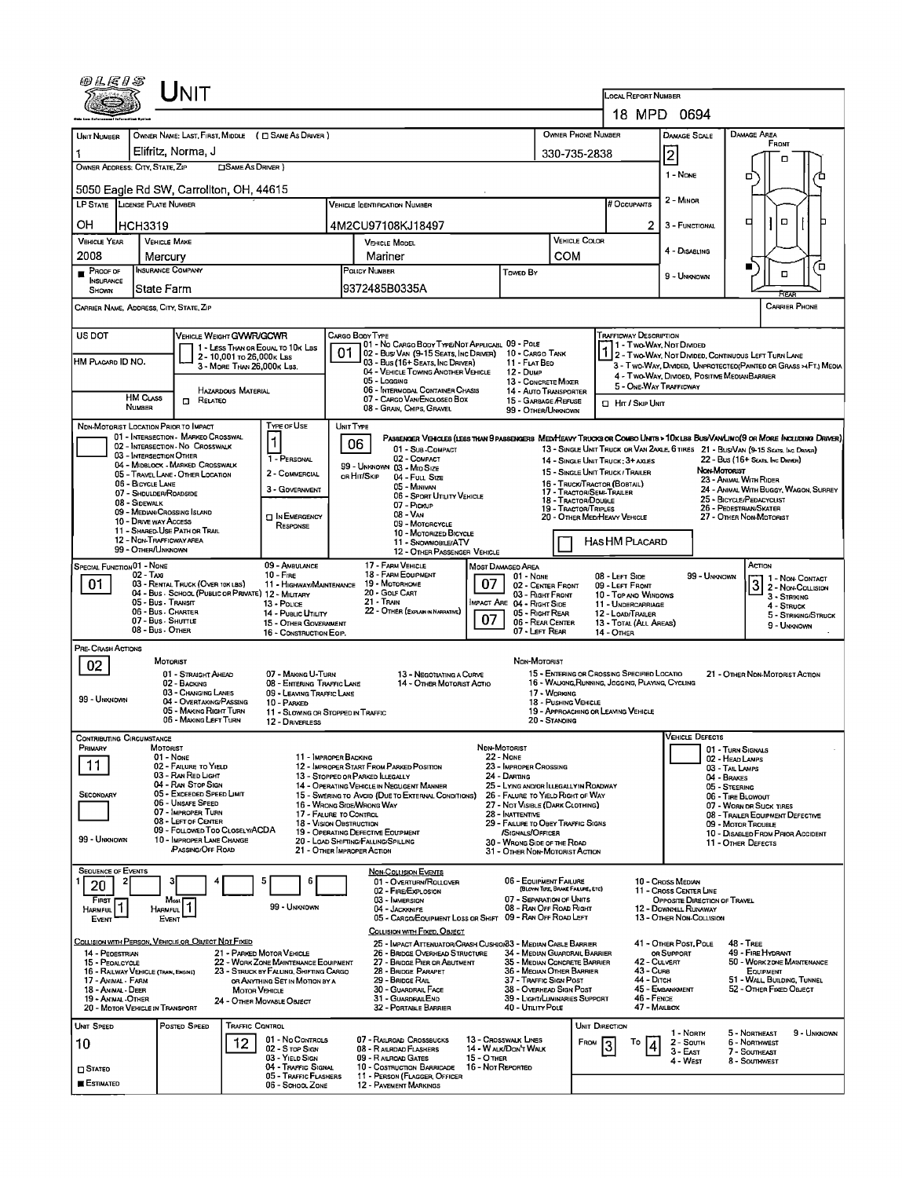# UNIT

**Local Report Number:** 18 MPD 0694

| Unit Number | Owner Name: Last, First, Middle (☐ Same As Driver) | Owner Phone Number | Damage Scale | Damage Area |
|---|---|---|---|---|
| 1 | Elifritz, Norma, J | 330-735-2838 | 2 | Front |

**Owner Address: City, State, Zip** (☐ Same As Driver): 5050 Eagle Rd SW, Carrollton, OH, 44615

| LP State | License Plate Number | Vehicle Identification Number | # Occupants |
|---|---|---|---|
| OH | HCH3319 | 4M2CU97108KJ18497 | 2 |

| Vehicle Year | Vehicle Make | Vehicle Model | Vehicle Color |
|---|---|---|---|
| 2008 | Mercury | Mariner | COM |

| Proof of Insurance Shown | Insurance Company | Policy Number | Towed By |
|---|---|---|---|
| ■ | State Farm | 9372485B0335A | |

Damage Scale: 1 - None; 2 - Minor; 3 - Functional; 4 - Disabling; 9 - Unknown

Carrier Name, Address, City, State, Zip | Carrier Phone

US DOT | HM Placard ID No. | HM Class Number | ☐ Related (Hazardous Material)

**Vehicle Weight GVWR/GCWR:** 1 - Less Than or Equal to 10k Lbs; 2 - 10,001 to 26,000k Lbs; 3 - More Than 26,000k Lbs.

**Cargo Body Type:** 01 — 01 - No Cargo Body Type/Not Applicabl; 02 - Bus/Van (9-15 Seats, Inc Driver); 03 - Bus (16+ Seats, Inc Driver); 04 - Vehicle Towing Another Vehicle; 05 - Logging; 06 - Intermodal Container Chassis; 07 - Cargo Van/Enclosed Box; 08 - Grain, Chips, Gravel; 09 - Pole; 10 - Cargo Tank; 11 - Flat Bed; 12 - Dump; 13 - Concrete Mixer; 14 - Auto Transporter; 15 - Garbage/Refuse; 99 - Other/Unknown

**Trafficway Description:** 1 — 1 - Two-Way, Not Divided; 2 - Two-Way, Not Divided, Continuous Left Turn Lane; 3 - Two-Way, Divided, Unprotected (Painted or Grass >4Ft.) Media; 4 - Two-Way, Divided, Positive Median Barrier; 5 - One-Way Trafficway; ☐ Hit / Skip Unit

**Non-Motorist Location Prior to Impact:** 01 - Intersection - Marked Crosswalk; 02 - Intersection - No Crosswalk; 03 - Intersection Other; 04 - Midblock - Marked Crosswalk; 05 - Travel Lane - Other Location; 06 - Bicycle Lane; 07 - Shoulder/Roadside; 08 - Sidewalk; 09 - Median/Crossing Island; 10 - Drive way Access; 11 - Shared-Use Path or Trail; 12 - Non-Trafficway Area; 99 - Other/Unknown

**Type of Use:** 1 — 1 - Personal; 2 - Commercial; 3 - Government; ☐ In Emergency Response

**Unit Type:** 06 — Passenger Vehicles (less than 9 passengers): 01 - Sub-Compact; 02 - Compact; 99 - Unknown 03 - Mid Size or Hit/Skip; 04 - Full Size; 05 - Minivan; 06 - Sport Utility Vehicle; 07 - Pickup; 08 - Van; 09 - Motorcycle; 10 - Motorized Bicycle; 11 - Snowmobile/ATV; 12 - Other Passenger Vehicle. Med/Heavy Trucks or Combo Units > 10k lbs Bus/Van/Limo (9 or More Including Driver): 13 - Single Unit Truck or Van 2axle, 6 Tires; 14 - Single Unit Truck; 3+ Axles; 15 - Single Unit Truck / Trailer; 16 - Truck/Tractor (Bobtail); 17 - Tractor/Semi-Trailer; 18 - Tractor/Double; 19 - Tractor/Triples; 20 - Other Med/Heavy Vehicle; 21 - Bus/Van (9-15 Seats, Inc Driver); 22 - Bus (16+ Seats, Inc Driver). Non-Motorist: 23 - Animal With Rider; 24 - Animal With Buggy, Wagon, Surrey; 25 - Bicycle/Pedacyclist; 26 - Pedestrian/Skater; 27 - Other Non-Motorist. ☐ Has HM Placard

**Special Function:** 01 — 01 - None; 02 - Taxi; 03 - Rental Truck (Over 10k lbs); 04 - Bus - School (Public or Private); 05 - Bus - Transit; 06 - Bus - Charter; 07 - Bus - Shuttle; 08 - Bus - Other; 09 - Ambulance; 10 - Fire; 11 - Highway/Maintenance; 12 - Military; 13 - Police; 14 - Public Utility; 15 - Other Government; 16 - Construction Eqip.; 17 - Farm Vehicle; 18 - Farm Equipment; 19 - Motorhome; 20 - Golf Cart; 21 - Train; 22 - Other (Explain in Narrative)

**Most Damaged Area:** 07; **Impact Are:** 07 — 01 - None; 02 - Center Front; 03 - Right Front; 04 - Right Side; 05 - Right Rear; 06 - Rear Center; 07 - Left Rear; 08 - Left Side; 09 - Left Front; 10 - Top and Windows; 11 - Undercarriage; 12 - Load/Trailer; 13 - Total (All Areas); 14 - Other; 99 - Unknown

**Action:** 3 — 1 - Non-Contact; 2 - Non-Collision; 3 - Striking; 4 - Struck; 5 - Striking/Struck; 9 - Unknown

**Pre-Crash Actions:** 02 — Motorist: 01 - Straight Ahead; 02 - Backing; 03 - Changing Lanes; 04 - Overtaking/Passing; 05 - Making Right Turn; 06 - Making Left Turn; 07 - Making U-Turn; 08 - Entering Traffic Lane; 09 - Leaving Traffic Lane; 10 - Parked; 11 - Slowing or Stopped in Traffic; 12 - Driverless; 13 - Negotiating a Curve; 14 - Other Motorist Actio; 99 - Unknown. Non-Motorist: 15 - Entering or Crossing Specified Locatio; 16 - Walking, Running, Jogging, Playing, Cycling; 17 - Working; 18 - Pushing Vehicle; 19 - Approaching or Leaving Vehicle; 20 - Standing; 21 - Other Non-Motorist Action

**Contributing Circumstance:** Primary: 11; Secondary: (blank)
Motorist: 01 - None; 02 - Failure to Yield; 03 - Ran Red Light; 04 - Ran Stop Sign; 05 - Exceeded Speed Limit; 06 - Unsafe Speed; 07 - Improper Turn; 08 - Left of Center; 09 - Followed Too Closely/ACDA; 10 - Improper Lane Change /Passing/Off Road; 11 - Improper Backing; 12 - Improper Start From Parked Position; 13 - Stopped or Parked Illegally; 14 - Operating Vehicle in Negligent Manner; 15 - Swering to Avoid (Due to External Conditions); 16 - Wrong Side/Wrong Way; 17 - Failure to Control; 18 - Vision Obstruction; 19 - Operating Defective Equipment; 20 - Load Shifting/Falling/Spilling; 21 - Other Improper Action; 99 - Unknown. Non-Motorist: 22 - None; 23 - Improper Crossing; 24 - Darting; 25 - Lying and/or Illegally in Roadway; 26 - Failure to Yield Right of Way; 27 - Not Visible (Dark Clothing); 28 - Inattentive; 29 - Failure to Obey Traffic Signs /Signals/Officer; 30 - Wrong Side of the Road; 31 - Other Non-Motorist Action

**Vehicle Defects:** 01 - Turn Signals; 02 - Head Lamps; 03 - Tail Lamps; 04 - Brakes; 05 - Steering; 06 - Tire Blowout; 07 - Worn or Slick Tires; 08 - Trailer Equipment Defective; 09 - Motor Trouble; 10 - Disabled From Prior Accident; 11 - Other Defects

**Sequence of Events:** 1: 20; 2–6: (blank); First Harmful Event: 1; Most Harmful Event: 1; 99 - Unknown

Non-Collision Events: 01 - Overturn/Rollover; 02 - Fire/Explosion; 03 - Immersion; 04 - Jackknife; 05 - Cargo/Equipment Loss or Shift; 06 - Equipment Failure (Blown Tire, Brake Failure, etc); 07 - Separation of Units; 08 - Ran Off Road Right; 09 - Ran Off Road Left; 10 - Cross Median; 11 - Cross Center Line Opposite Direction of Travel; 12 - Downhill Runaway; 13 - Other Non-Collision

Collision with Person, Vehicle or Object Not Fixed: 14 - Pedestrian; 15 - Pedalcycle; 16 - Railway Vehicle (Train, Engine); 17 - Animal - Farm; 18 - Animal - Deer; 19 - Animal - Other; 20 - Motor Vehicle in Transport; 21 - Parked Motor Vehicle; 22 - Work Zone Maintenance Equipment; 23 - Struck by Falling, Shifting Cargo or Anything Set in Motion by a Motor Vehicle; 24 - Other Movable Object

Collision with Fixed, Object: 25 - Impact Attenuator/Crash Cushion; 26 - Bridge Overhead Structure; 27 - Bridge Pier or Abutment; 28 - Bridge Parapet; 29 - Bridge Rail; 30 - Guardrail Face; 31 - Guardrail End; 32 - Portable Barrier; 33 - Median Cable Barrier; 34 - Median Guardrail Barrier; 35 - Median Concrete Barrier; 36 - Median Other Barrier; 37 - Traffic Sign Post; 38 - Overhead Sign Post; 39 - Light/Luminaries Support; 40 - Utility Pole; 41 - Other Post, Pole or Support; 42 - Culvert; 43 - Curb; 44 - Ditch; 45 - Embankment; 46 - Fence; 47 - Mailbox; 48 - Tree; 49 - Fire Hydrant; 50 - Work Zone Maintenance Equipment; 51 - Wall, Building, Tunnel; 52 - Other Fixed Object

| Unit Speed | Posted Speed | Traffic Control | Unit Direction |
|---|---|---|---|
| 10 | | 12 | From 3 To 4 |

☐ Stated; ■ Estimated

Traffic Control: 01 - No Controls; 02 - Stop Sign; 03 - Yield Sign; 04 - Traffic Signal; 05 - Traffic Flashers; 06 - School Zone; 07 - Railroad Crossbucks; 08 - Railroad Flashers; 09 - Railroad Gates; 10 - Costruction Barricade; 11 - Person (Flagger, Officer); 12 - Pavement Markings; 13 - Crosswalk Lines; 14 - Walk/Don't Walk; 15 - Other; 16 - Not Reported

Unit Direction: 1 - North; 2 - South; 3 - East; 4 - West; 5 - Northeast; 6 - Northwest; 7 - Southeast; 8 - Southwest; 9 - Unknown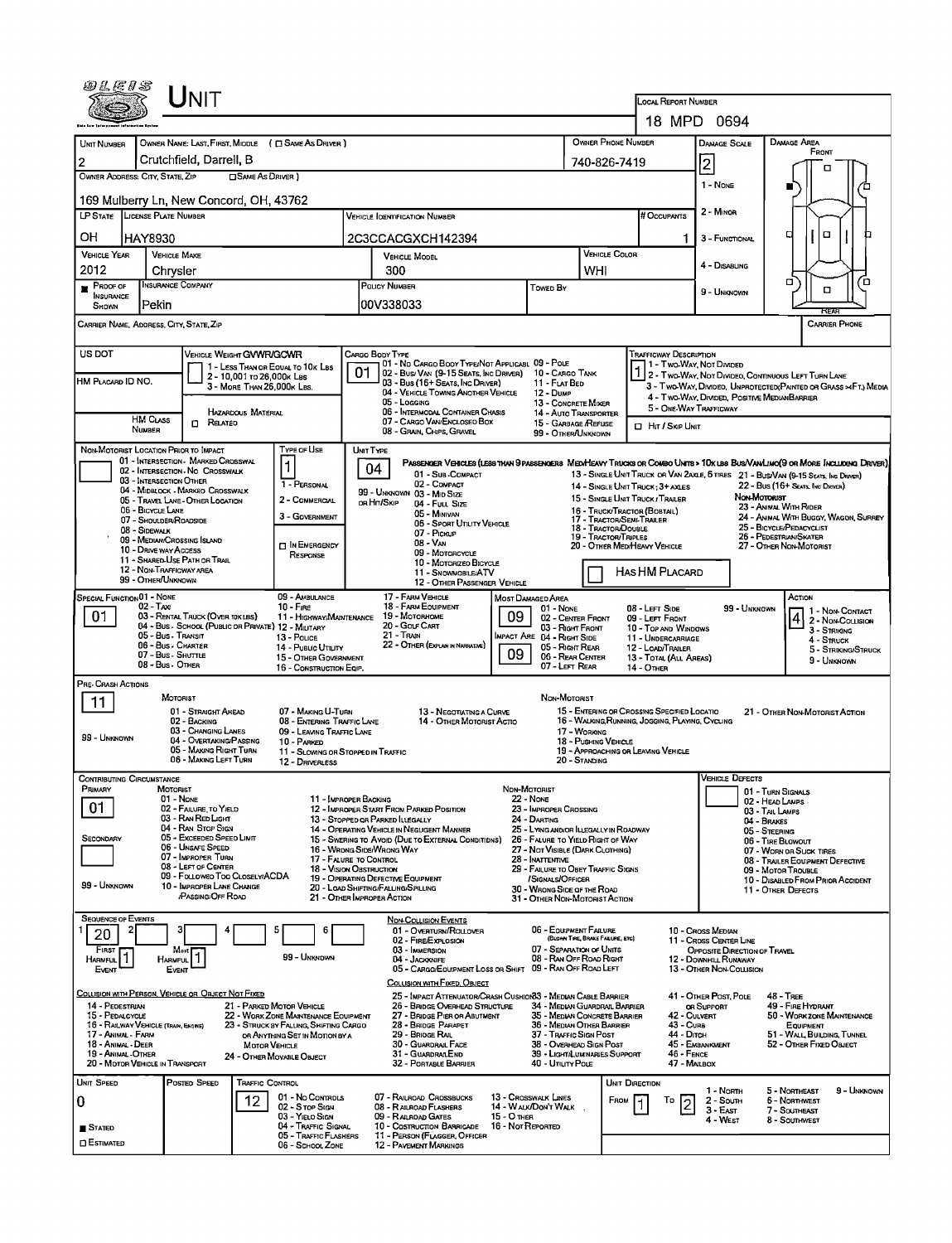# UNIT

**Local Report Number:** 18 MPD 0694

| Unit Number | Owner Name: Last, First, Middle (☐ Same As Driver) | Owner Phone Number | Damage Scale | Damage Area |
|---|---|---|---|---|
| 2 | Crutchfield, Darrell, B | 740-826-7419 | 2 | Front |

**Owner Address: City, State, Zip** (☐ Same As Driver): 169 Mulberry Ln, New Concord, OH, 43762

Damage Scale: 1 - None; 2 - Minor; 3 - Functional; 4 - Disabling; 9 - Unknown

| LP State | License Plate Number | Vehicle Identification Number | # Occupants |
|---|---|---|---|
| OH | HAY8930 | 2C3CCACGXCH142394 | 1 |

| Vehicle Year | Vehicle Make | Vehicle Model | Vehicle Color |
|---|---|---|---|
| 2012 | Chrysler | 300 | WHI |

| Proof of Insurance Shown | Insurance Company | Policy Number | Towed By |
|---|---|---|---|
| ■ | Pekin | 00V338033 | |

**Carrier Name, Address, City, State, Zip:**

**Carrier Phone:**

**US DOT:**

**HM Placard ID No.:**

**HM Class Number:**

**Vehicle Weight GVWR/GCWR:** 1 - Less Than or Equal to 10K Lbs; 2 - 10,001 to 26,000K Lbs; 3 - More Than 26,000K Lbs.

**Hazardous Material:** ☐ Related

**Cargo Body Type:** 01
01 - No Cargo Body Type/Not Applicable; 02 - Bus/Van (9-15 Seats, Inc Driver); 03 - Bus (16+ Seats, Inc Driver); 04 - Vehicle Towing Another Vehicle; 05 - Logging; 06 - Intermodal Container Chassis; 07 - Cargo Van/Enclosed Box; 08 - Grain, Chips, Gravel; 09 - Pole; 10 - Cargo Tank; 11 - Flat Bed; 12 - Dump; 13 - Concrete Mixer; 14 - Auto Transporter; 15 - Garbage/Refuse; 99 - Other/Unknown

**Trafficway Description:** 1
1 - Two-Way, Not Divided; 2 - Two-Way, Not Divided, Continuous Left Turn Lane; 3 - Two-Way, Divided, Unprotected (Painted or Grass >4Ft.) Media; 4 - Two-Way, Divided, Positive Median Barrier; 5 - One-Way Trafficway

☐ Hit / Skip Unit

**Non-Motorist Location Prior to Impact:**
01 - Intersection - Marked Crosswalk; 02 - Intersection - No Crosswalk; 03 - Intersection Other; 04 - Midblock - Marked Crosswalk; 05 - Travel Lane - Other Location; 06 - Bicycle Lane; 07 - Shoulder/Roadside; 08 - Sidewalk; 09 - Median/Crossing Island; 10 - Drive Way Access; 11 - Shared-Use Path or Trail; 12 - Non-Trafficway Area; 99 - Other/Unknown

**Type of Use:** 1
1 - Personal; 2 - Commercial; 3 - Government; ☐ In Emergency Response

**Unit Type:** 04
Passenger Vehicles (less than 9 passengers): 01 - Sub-Compact; 02 - Compact; 99 - Unknown 03 - Mid Size or Hit/Skip; 04 - Full Size; 05 - Minivan; 06 - Sport Utility Vehicle; 07 - Pickup; 08 - Van; 09 - Motorcycle; 10 - Motorized Bicycle; 11 - Snowmobile/ATV; 12 - Other Passenger Vehicle

Med/Heavy Trucks or Combo Units > 10K lbs Bus/Van/Limo (9 or More Including Driver): 13 - Single Unit Truck or Van 2axle, 6 Tires; 14 - Single Unit Truck; 3+ Axles; 15 - Single Unit Truck / Trailer; 16 - Truck/Tractor (Bobtail); 17 - Tractor/Semi-Trailer; 18 - Tractor/Double; 19 - Tractor/Triples; 20 - Other Med/Heavy Vehicle; 21 - Bus/Van (9-15 Seats, Inc Driver); 22 - Bus (16+ Seats, Inc Driver)

Non-Motorist: 23 - Animal With Rider; 24 - Animal With Buggy, Wagon, Surrey; 25 - Bicycle/Pedacyclist; 26 - Pedestrian/Skater; 27 - Other Non-Motorist

☐ Has HM Placard

**Special Function:** 01
01 - None; 02 - Taxi; 03 - Rental Truck (Over 10K lbs); 04 - Bus - School (Public or Private); 05 - Bus - Transit; 06 - Bus - Charter; 07 - Bus - Shuttle; 08 - Bus - Other; 09 - Ambulance; 10 - Fire; 11 - Highway/Maintenance; 12 - Military; 13 - Police; 14 - Public Utility; 15 - Other Government; 16 - Construction Eqip.; 17 - Farm Vehicle; 18 - Farm Equipment; 19 - Motorhome; 20 - Golf Cart; 21 - Train; 22 - Other (Explain in Narrative)

**Most Damaged Area:** 09
**Impact Area:** 09
01 - None; 02 - Center Front; 03 - Right Front; 04 - Right Side; 05 - Right Rear; 06 - Rear Center; 07 - Left Rear; 08 - Left Side; 09 - Left Front; 10 - Top and Windows; 11 - Undercarriage; 12 - Load/Trailer; 13 - Total (All Areas); 14 - Other; 99 - Unknown

**Action:** 4
1 - Non-Contact; 2 - Non-Collision; 3 - Striking; 4 - Struck; 5 - Striking/Struck; 9 - Unknown

**Pre-Crash Actions:** 11
Motorist: 01 - Straight Ahead; 02 - Backing; 03 - Changing Lanes; 04 - Overtaking/Passing; 05 - Making Right Turn; 06 - Making Left Turn; 07 - Making U-Turn; 08 - Entering Traffic Lane; 09 - Leaving Traffic Lane; 10 - Parked; 11 - Slowing or Stopped in Traffic; 12 - Driverless; 13 - Negotiating a Curve; 14 - Other Motorist Actio
Non-Motorist: 15 - Entering or Crossing Specified Locatio; 16 - Walking, Running, Jogging, Playing, Cycling; 17 - Working; 18 - Pushing Vehicle; 19 - Approaching or Leaving Vehicle; 20 - Standing; 21 - Other Non-Motorist Action
99 - Unknown

**Contributing Circumstance:**
Primary: 01
Secondary:
Motorist: 01 - None; 02 - Failure to Yield; 03 - Ran Red Light; 04 - Ran Stop Sign; 05 - Exceeded Speed Limit; 06 - Unsafe Speed; 07 - Improper Turn; 08 - Left of Center; 09 - Followed Too Closely/ACDA; 10 - Improper Lane Change/Passing/Off Road; 11 - Improper Backing; 12 - Improper Start From Parked Position; 13 - Stopped or Parked Illegally; 14 - Operating Vehicle in Negligent Manner; 15 - Swering to Avoid (Due to External Conditions); 16 - Wrong Side/Wrong Way; 17 - Failure to Control; 18 - Vision Obstruction; 19 - Operating Defective Equipment; 20 - Load Shifting/Falling/Spilling; 21 - Other Improper Action
Non-Motorist: 22 - None; 23 - Improper Crossing; 24 - Darting; 25 - Lying and/or Illegally in Roadway; 26 - Failure to Yield Right of Way; 27 - Not Visible (Dark Clothing); 28 - Inattentive; 29 - Failure to Obey Traffic Signs/Signals/Officer; 30 - Wrong Side of the Road; 31 - Other Non-Motorist Action
99 - Unknown

**Vehicle Defects:**
01 - Turn Signals; 02 - Head Lamps; 03 - Tail Lamps; 04 - Brakes; 05 - Steering; 06 - Tire Blowout; 07 - Worn or Slick Tires; 08 - Trailer Equipment Defective; 09 - Motor Trouble; 10 - Disabled From Prior Accident; 11 - Other Defects

**Sequence of Events:**

| 1 | 2 | 3 | 4 | 5 | 6 |
|---|---|---|---|---|---|
| 20 | | | | | |

First Harmful Event: 1
Most Harmful Event: 1
99 - Unknown

Non-Collision Events: 01 - Overturn/Rollover; 02 - Fire/Explosion; 03 - Immersion; 04 - Jackknife; 05 - Cargo/Equipment Loss or Shift; 06 - Equipment Failure (Blown Tire, Brake Failure, etc); 07 - Separation of Units; 08 - Ran Off Road Right; 09 - Ran Off Road Left; 10 - Cross Median; 11 - Cross Center Line Opposite Direction of Travel; 12 - Downhill Runaway; 13 - Other Non-Collision

Collision with Person, Vehicle or Object Not Fixed: 14 - Pedestrian; 15 - Pedalcycle; 16 - Railway Vehicle (Train, Engine); 17 - Animal - Farm; 18 - Animal - Deer; 19 - Animal - Other; 20 - Motor Vehicle in Transport; 21 - Parked Motor Vehicle; 22 - Work Zone Maintenance Equipment; 23 - Struck by Falling, Shifting Cargo or Anything Set in Motion by a Motor Vehicle; 24 - Other Movable Object

Collision with Fixed, Object: 25 - Impact Attenuator/Crash Cushion; 26 - Bridge Overhead Structure; 27 - Bridge Pier or Abutment; 28 - Bridge Parapet; 29 - Bridge Rail; 30 - Guardrail Face; 31 - Guardrail End; 32 - Portable Barrier; 33 - Median Cable Barrier; 34 - Median Guardrail Barrier; 35 - Median Concrete Barrier; 36 - Median Other Barrier; 37 - Traffic Sign Post; 38 - Overhead Sign Post; 39 - Light/Luminaries Support; 40 - Utility Pole; 41 - Other Post, Pole or Support; 42 - Culvert; 43 - Curb; 44 - Ditch; 45 - Embankment; 46 - Fence; 47 - Mailbox; 48 - Tree; 49 - Fire Hydrant; 50 - Workzone Maintenance Equipment; 51 - Wall, Building, Tunnel; 52 - Other Fixed Object

| Unit Speed | Posted Speed | Traffic Control | Unit Direction |
|---|---|---|---|
| 0 | | 12 | From 1 To 2 |

■ Stated
☐ Estimated

Traffic Control: 01 - No Controls; 02 - Stop Sign; 03 - Yield Sign; 04 - Traffic Signal; 05 - Traffic Flashers; 06 - School Zone; 07 - Railroad Crossbucks; 08 - Railroad Flashers; 09 - Railroad Gates; 10 - Costruction Barricade; 11 - Person (Flagger, Officer); 12 - Pavement Markings; 13 - Crosswalk Lines; 14 - Walk/Don't Walk; 15 - Other; 16 - Not Reported

Unit Direction: 1 - North; 2 - South; 3 - East; 4 - West; 5 - Northeast; 6 - Northwest; 7 - Southeast; 8 - Southwest; 9 - Unknown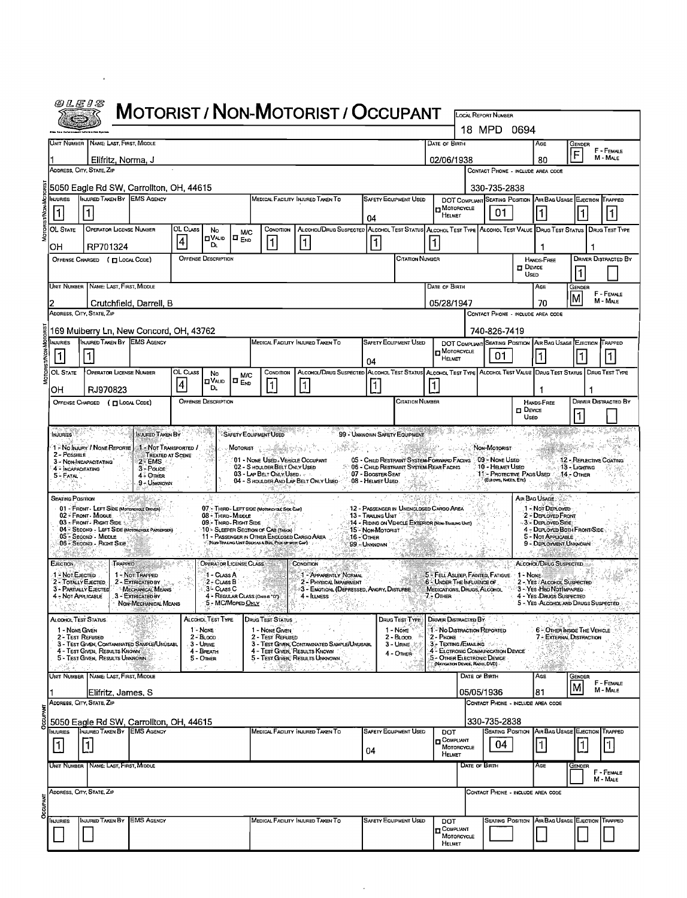# MOTORIST / NON-MOTORIST / OCCUPANT

OLEIS — Ohio Law Enforcement Information System

**LOCAL REPORT NUMBER:** 18 MPD 0694

## MOTORIST/NON-MOTORIST

| UNIT NUMBER | NAME: LAST, FIRST, MIDDLE | DATE OF BIRTH | AGE | GENDER (F - FEMALE, M - MALE) |
|---|---|---|---|---|
| 1 | Elifritz, Norma, J | 02/06/1938 | 80 | F |

| ADDRESS, CITY, STATE, ZIP | CONTACT PHONE - INCLUDE AREA CODE |
|---|---|
| 5050 Eagle Rd SW, Carrollton, OH, 44615 | 330-735-2838 |

| INJURIES | INJURED TAKEN BY | EMS AGENCY | MEDICAL FACILITY INJURED TAKEN TO | SAFETY EQUIPMENT USED | DOT COMPLIANT MOTORCYCLE HELMET | SEATING POSITION | AIR BAG USAGE | EJECTION | TRAPPED |
|---|---|---|---|---|---|---|---|---|---|
| 1 | 1 | | | 04 | | 01 | 1 | 1 | 1 |

| OL STATE | OPERATOR LICENSE NUMBER | OL CLASS | NO VALID DL | M/C END | CONDITION | ALCOHOL/DRUG SUSPECTED | ALCOHOL TEST STATUS | ALCOHOL TEST TYPE | ALCOHOL TEST VALUE | DRUG TEST STATUS | DRUG TEST TYPE |
|---|---|---|---|---|---|---|---|---|---|---|---|
| OH | RP701324 | 4 | | | 1 | 1 | 1 | 1 | | 1 | 1 |

| OFFENSE CHARGED (LOCAL CODE) | OFFENSE DESCRIPTION | CITATION NUMBER | HANDS-FREE DEVICE USED | DRIVER DISTRACTED BY |
|---|---|---|---|---|
| | | | | 1 |

| UNIT NUMBER | NAME: LAST, FIRST, MIDDLE | DATE OF BIRTH | AGE | GENDER (F - FEMALE, M - MALE) |
|---|---|---|---|---|
| 2 | Crutchfield, Darrell, B | 05/28/1947 | 70 | M |

| ADDRESS, CITY, STATE, ZIP | CONTACT PHONE - INCLUDE AREA CODE |
|---|---|
| 169 Mulberry Ln, New Concord, OH, 43762 | 740-826-7419 |

| INJURIES | INJURED TAKEN BY | EMS AGENCY | MEDICAL FACILITY INJURED TAKEN TO | SAFETY EQUIPMENT USED | DOT COMPLIANT MOTORCYCLE HELMET | SEATING POSITION | AIR BAG USAGE | EJECTION | TRAPPED |
|---|---|---|---|---|---|---|---|---|---|
| 1 | 1 | | | 04 | | 01 | 1 | 1 | 1 |

| OL STATE | OPERATOR LICENSE NUMBER | OL CLASS | NO VALID DL | M/C END | CONDITION | ALCOHOL/DRUG SUSPECTED | ALCOHOL TEST STATUS | ALCOHOL TEST TYPE | ALCOHOL TEST VALUE | DRUG TEST STATUS | DRUG TEST TYPE |
|---|---|---|---|---|---|---|---|---|---|---|---|
| OH | RJ970823 | 4 | | | 1 | 1 | 1 | 1 | | 1 | 1 |

| OFFENSE CHARGED (LOCAL CODE) | OFFENSE DESCRIPTION | CITATION NUMBER | HANDS-FREE DEVICE USED | DRIVER DISTRACTED BY |
|---|---|---|---|---|
| | | | | 1 |

## CODES

**INJURIES:** 1 - No Injury / None Reported; 2 - Possible; 3 - Non-Incapacitating; 4 - Incapacitating; 5 - Fatal

**INJURED TAKEN BY:** 1 - Not Transported / Treated at Scene; 2 - EMS; 3 - Police; 4 - Other; 9 - Unknown

**SAFETY EQUIPMENT USED:** 99 - Unknown Safety Equipment

Motorist: 01 - None Used - Vehicle Occupant; 02 - Shoulder Belt Only Used; 03 - Lap Belt Only Used; 04 - Shoulder and Lap Belt Only Used; 05 - Child Restraint System-Forward Facing; 06 - Child Restraint System-Rear Facing; 07 - Booster Seat; 08 - Helmet Used

Non-Motorist: 09 - None Used; 10 - Helmet Used; 11 - Protective Pads Used (Elbows, Knees, Etc); 12 - Reflective Coating; 13 - Lighting; 14 - Other

**SEATING POSITION:** 01 - Front - Left Side (Motorcycle Driver); 02 - Front - Middle; 03 - Front - Right Side; 04 - Second - Left Side (Motorcycle Passenger); 05 - Second - Middle; 06 - Second - Right Side; 07 - Third - Left Side (Motorcycle Side Car); 08 - Third - Middle; 09 - Third - Right Side; 10 - Sleeper Section of Cab (Truck); 11 - Passenger in Other Enclosed Cargo Area (Non-Trailing Unit Such as a Bus, Pick-up with Cap); 12 - Passenger in Unenclosed Cargo Area; 13 - Trailing Unit; 14 - Riding on Vehicle Exterior (Non-Trailing Unit); 15 - Non-Motorist; 16 - Other; 99 - Unknown

**AIR BAG USAGE:** 1 - Not Deployed; 2 - Deployed Front; 3 - Deployed Side; 4 - Deployed Both Front/Side; 5 - Not Applicable; 9 - Deployment Unknown

**EJECTION:** 1 - Not Ejected; 2 - Totally Ejected; 3 - Partially Ejected; 4 - Not Applicable

**TRAPPED:** 1 - Not Trapped; 2 - Extricated by Mechanical Means; 3 - Extricated by Non-Mechanical Means

**OPERATOR LICENSE CLASS:** 1 - Class A; 2 - Class B; 3 - Class C; 4 - Regular Class (Ohio is "D"); 5 - MC/Moped Only

**CONDITION:** 1 - Apparently Normal; 2 - Physical Impairment; 3 - Emotional (Depressed, Angry, Disturbed); 4 - Illness; 5 - Fell Asleep, Fainted, Fatigue; 6 - Under the Influence of Medications, Drugs, Alcohol; 7 - Other

**ALCOHOL/DRUG SUSPECTED:** 1 - None; 2 - Yes - Alcohol Suspected; 3 - Yes - HBD Not Impaired; 4 - Yes - Drugs Suspected; 5 - Yes - Alcohol and Drugs Suspected

**ALCOHOL TEST STATUS:** 1 - None Given; 2 - Test Refused; 3 - Test Given, Contaminated Sample/Unusable; 4 - Test Given, Results Known; 5 - Test Given, Results Unknown

**ALCOHOL TEST TYPE:** 1 - None; 2 - Blood; 3 - Urine; 4 - Breath; 5 - Other

**DRUG TEST STATUS:** 1 - None Given; 2 - Test Refused; 3 - Test Given, Contaminated Sample/Unusable; 4 - Test Given, Results Known; 5 - Test Given, Results Unknown

**DRUG TEST TYPE:** 1 - None; 2 - Blood; 3 - Urine; 4 - Other

**DRIVER DISTRACTED BY:** 1 - No Distraction Reported; 2 - Phone; 3 - Texting / Emailing; 4 - Electronic Communication Device; 5 - Other Electronic Device (Navigation Device, Radio, DVD); 6 - Other Inside the Vehicle; 7 - External Distraction

## OCCUPANT

| UNIT NUMBER | NAME: LAST, FIRST, MIDDLE | DATE OF BIRTH | AGE | GENDER (F - FEMALE, M - MALE) |
|---|---|---|---|---|
| 1 | Elifritz, James, S | 05/05/1936 | 81 | M |

| ADDRESS, CITY, STATE, ZIP | CONTACT PHONE - INCLUDE AREA CODE |
|---|---|
| 5050 Eagle Rd SW, Carrollton, OH, 44615 | 330-735-2838 |

| INJURIES | INJURED TAKEN BY | EMS AGENCY | MEDICAL FACILITY INJURED TAKEN TO | SAFETY EQUIPMENT USED | DOT COMPLIANT MOTORCYCLE HELMET | SEATING POSITION | AIR BAG USAGE | EJECTION | TRAPPED |
|---|---|---|---|---|---|---|---|---|---|
| 1 | 1 | | | 04 | | 04 | 1 | 1 | 1 |

| UNIT NUMBER | NAME: LAST, FIRST, MIDDLE | DATE OF BIRTH | AGE | GENDER (F - FEMALE, M - MALE) |
|---|---|---|---|---|
| | | | | |

| ADDRESS, CITY, STATE, ZIP | CONTACT PHONE - INCLUDE AREA CODE |
|---|---|
| | |

| INJURIES | INJURED TAKEN BY | EMS AGENCY | MEDICAL FACILITY INJURED TAKEN TO | SAFETY EQUIPMENT USED | DOT COMPLIANT MOTORCYCLE HELMET | SEATING POSITION | AIR BAG USAGE | EJECTION | TRAPPED |
|---|---|---|---|---|---|---|---|---|---|
| | | | | | | | | | |